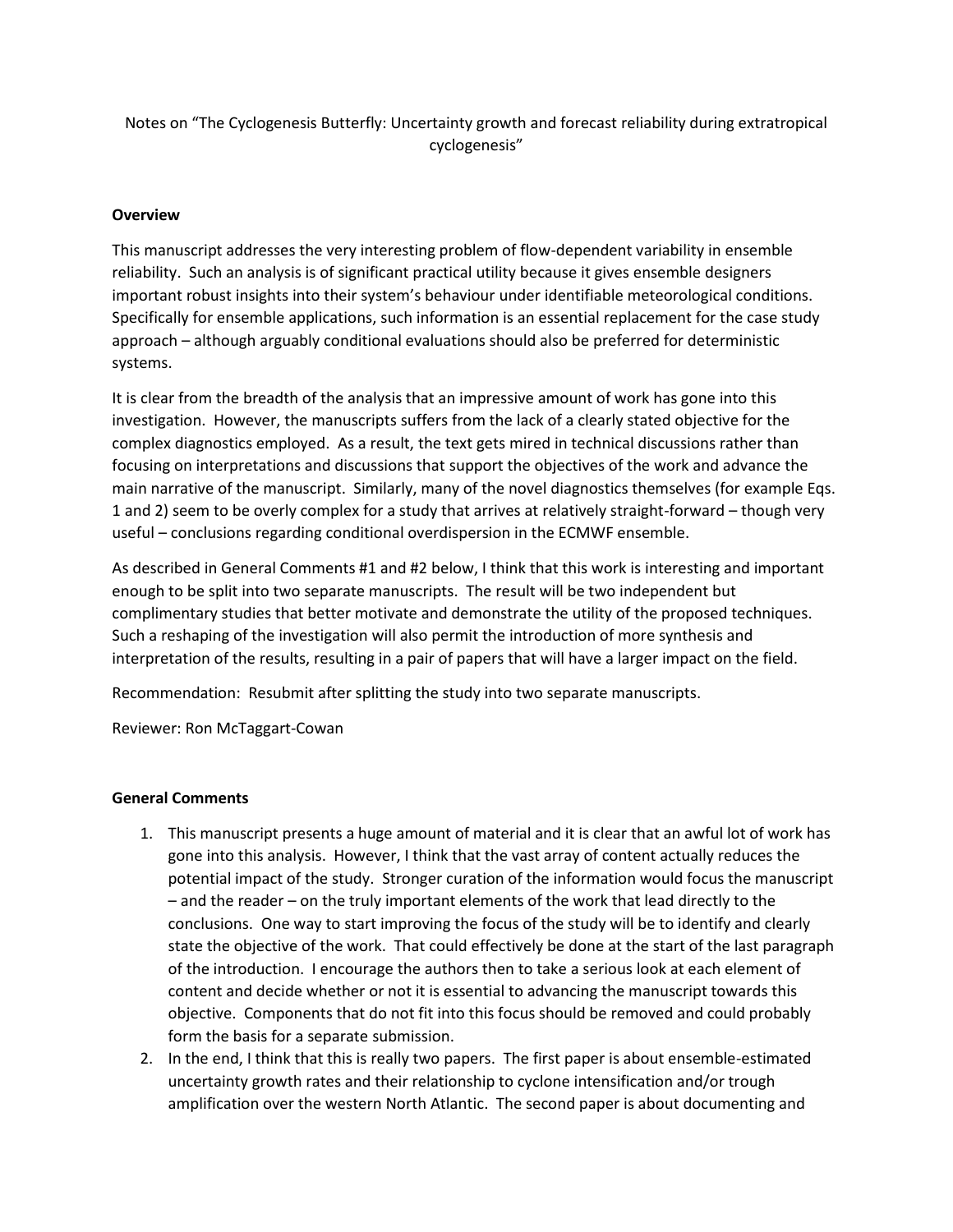Notes on "The Cyclogenesis Butterfly: Uncertainty growth and forecast reliability during extratropical cyclogenesis"

**Overview**

This manuscript addresses the very interesting problem of flow-dependent variability in ensemble reliability. Such an analysis is of significant practical utility because it gives ensemble designers important robust insights into their system's behaviour under identifiable meteorological conditions. Specifically for ensemble applications, such information is an essential replacement for the case study approach – although arguably conditional evaluations should also be preferred for deterministic systems.

It is clear from the breadth of the analysis that an impressive amount of work has gone into this investigation. However, the manuscripts suffers from the lack of a clearly stated objective for the complex diagnostics employed. As a result, the text gets mired in technical discussions rather than focusing on interpretations and discussions that support the objectives of the work and advance the main narrative of the manuscript. Similarly, many of the novel diagnostics themselves (for example Eqs. 1 and 2) seem to be overly complex for a study that arrives at relatively straight-forward – though very useful – conclusions regarding conditional overdispersion in the ECMWF ensemble.

As described in General Comments #1 and #2 below, I think that this work is interesting and important enough to be split into two separate manuscripts. The result will be two independent but complimentary studies that better motivate and demonstrate the utility of the proposed techniques. Such a reshaping of the investigation will also permit the introduction of more synthesis and interpretation of the results, resulting in a pair of papers that will have a larger impact on the field.

Recommendation: Resubmit after splitting the study into two separate manuscripts.

Reviewer: Ron McTaggart-Cowan

**General Comments**

1. This manuscript presents a huge amount of material and it is clear that an awful lot of work has gone into this analysis. However, I think that the vast array of content actually reduces the potential impact of the study. Stronger curation of the information would focus the manuscript – and the reader – on the truly important elements of the work that lead directly to the conclusions. One way to start improving the focus of the study will be to identify and clearly state the objective of the work. That could effectively be done at the start of the last paragraph of the introduction. I encourage the authors then to take a serious look at each element of content and decide whether or not it is essential to advancing the manuscript towards this objective. Components that do not fit into this focus should be removed and could probably form the basis for a separate submission.
2. In the end, I think that this is really two papers. The first paper is about ensemble-estimated uncertainty growth rates and their relationship to cyclone intensification and/or trough amplification over the western North Atlantic. The second paper is about documenting and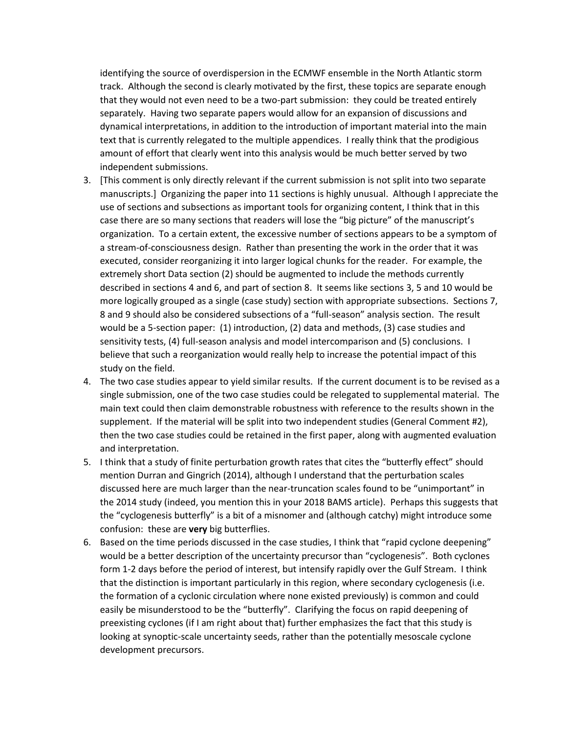identifying the source of overdispersion in the ECMWF ensemble in the North Atlantic storm track. Although the second is clearly motivated by the first, these topics are separate enough that they would not even need to be a two-part submission: they could be treated entirely separately. Having two separate papers would allow for an expansion of discussions and dynamical interpretations, in addition to the introduction of important material into the main text that is currently relegated to the multiple appendices. I really think that the prodigious amount of effort that clearly went into this analysis would be much better served by two independent submissions.

3. [This comment is only directly relevant if the current submission is not split into two separate manuscripts.] Organizing the paper into 11 sections is highly unusual. Although I appreciate the use of sections and subsections as important tools for organizing content, I think that in this case there are so many sections that readers will lose the "big picture" of the manuscript's organization. To a certain extent, the excessive number of sections appears to be a symptom of a stream-of-consciousness design. Rather than presenting the work in the order that it was executed, consider reorganizing it into larger logical chunks for the reader. For example, the extremely short Data section (2) should be augmented to include the methods currently described in sections 4 and 6, and part of section 8. It seems like sections 3, 5 and 10 would be more logically grouped as a single (case study) section with appropriate subsections. Sections 7, 8 and 9 should also be considered subsections of a "full-season" analysis section. The result would be a 5-section paper: (1) introduction, (2) data and methods, (3) case studies and sensitivity tests, (4) full-season analysis and model intercomparison and (5) conclusions. I believe that such a reorganization would really help to increase the potential impact of this study on the field.
4. The two case studies appear to yield similar results. If the current document is to be revised as a single submission, one of the two case studies could be relegated to supplemental material. The main text could then claim demonstrable robustness with reference to the results shown in the supplement. If the material will be split into two independent studies (General Comment #2), then the two case studies could be retained in the first paper, along with augmented evaluation and interpretation.
5. I think that a study of finite perturbation growth rates that cites the "butterfly effect" should mention Durran and Gingrich (2014), although I understand that the perturbation scales discussed here are much larger than the near-truncation scales found to be "unimportant" in the 2014 study (indeed, you mention this in your 2018 BAMS article). Perhaps this suggests that the "cyclogenesis butterfly" is a bit of a misnomer and (although catchy) might introduce some confusion: these are **very** big butterflies.
6. Based on the time periods discussed in the case studies, I think that "rapid cyclone deepening" would be a better description of the uncertainty precursor than "cyclogenesis". Both cyclones form 1-2 days before the period of interest, but intensify rapidly over the Gulf Stream. I think that the distinction is important particularly in this region, where secondary cyclogenesis (i.e. the formation of a cyclonic circulation where none existed previously) is common and could easily be misunderstood to be the "butterfly". Clarifying the focus on rapid deepening of preexisting cyclones (if I am right about that) further emphasizes the fact that this study is looking at synoptic-scale uncertainty seeds, rather than the potentially mesoscale cyclone development precursors.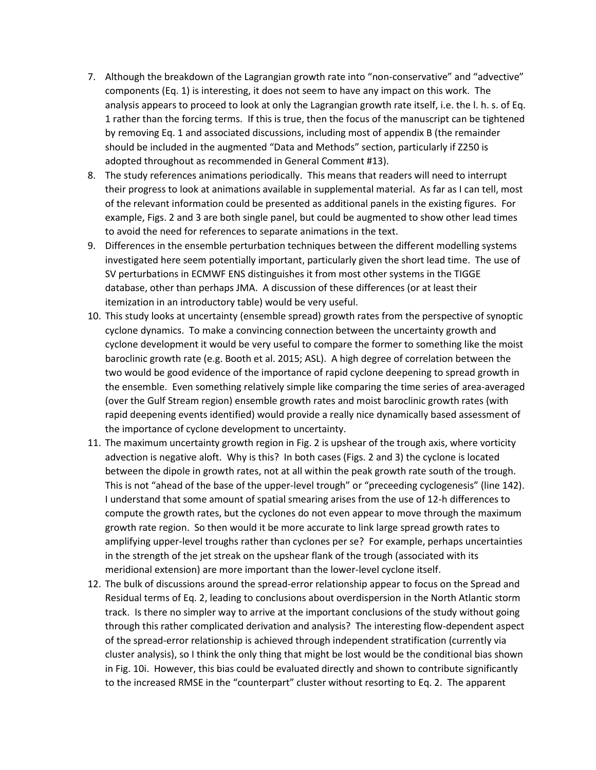7. Although the breakdown of the Lagrangian growth rate into "non-conservative" and "advective" components (Eq. 1) is interesting, it does not seem to have any impact on this work. The analysis appears to proceed to look at only the Lagrangian growth rate itself, i.e. the l. h. s. of Eq. 1 rather than the forcing terms. If this is true, then the focus of the manuscript can be tightened by removing Eq. 1 and associated discussions, including most of appendix B (the remainder should be included in the augmented "Data and Methods" section, particularly if Z250 is adopted throughout as recommended in General Comment #13).
8. The study references animations periodically. This means that readers will need to interrupt their progress to look at animations available in supplemental material. As far as I can tell, most of the relevant information could be presented as additional panels in the existing figures. For example, Figs. 2 and 3 are both single panel, but could be augmented to show other lead times to avoid the need for references to separate animations in the text.
9. Differences in the ensemble perturbation techniques between the different modelling systems investigated here seem potentially important, particularly given the short lead time. The use of SV perturbations in ECMWF ENS distinguishes it from most other systems in the TIGGE database, other than perhaps JMA. A discussion of these differences (or at least their itemization in an introductory table) would be very useful.
10. This study looks at uncertainty (ensemble spread) growth rates from the perspective of synoptic cyclone dynamics. To make a convincing connection between the uncertainty growth and cyclone development it would be very useful to compare the former to something like the moist baroclinic growth rate (e.g. Booth et al. 2015; ASL). A high degree of correlation between the two would be good evidence of the importance of rapid cyclone deepening to spread growth in the ensemble. Even something relatively simple like comparing the time series of area-averaged (over the Gulf Stream region) ensemble growth rates and moist baroclinic growth rates (with rapid deepening events identified) would provide a really nice dynamically based assessment of the importance of cyclone development to uncertainty.
11. The maximum uncertainty growth region in Fig. 2 is upshear of the trough axis, where vorticity advection is negative aloft. Why is this? In both cases (Figs. 2 and 3) the cyclone is located between the dipole in growth rates, not at all within the peak growth rate south of the trough. This is not "ahead of the base of the upper-level trough" or "preceeding cyclogenesis" (line 142). I understand that some amount of spatial smearing arises from the use of 12-h differences to compute the growth rates, but the cyclones do not even appear to move through the maximum growth rate region. So then would it be more accurate to link large spread growth rates to amplifying upper-level troughs rather than cyclones per se? For example, perhaps uncertainties in the strength of the jet streak on the upshear flank of the trough (associated with its meridional extension) are more important than the lower-level cyclone itself.
12. The bulk of discussions around the spread-error relationship appear to focus on the Spread and Residual terms of Eq. 2, leading to conclusions about overdispersion in the North Atlantic storm track. Is there no simpler way to arrive at the important conclusions of the study without going through this rather complicated derivation and analysis? The interesting flow-dependent aspect of the spread-error relationship is achieved through independent stratification (currently via cluster analysis), so I think the only thing that might be lost would be the conditional bias shown in Fig. 10i. However, this bias could be evaluated directly and shown to contribute significantly to the increased RMSE in the "counterpart" cluster without resorting to Eq. 2. The apparent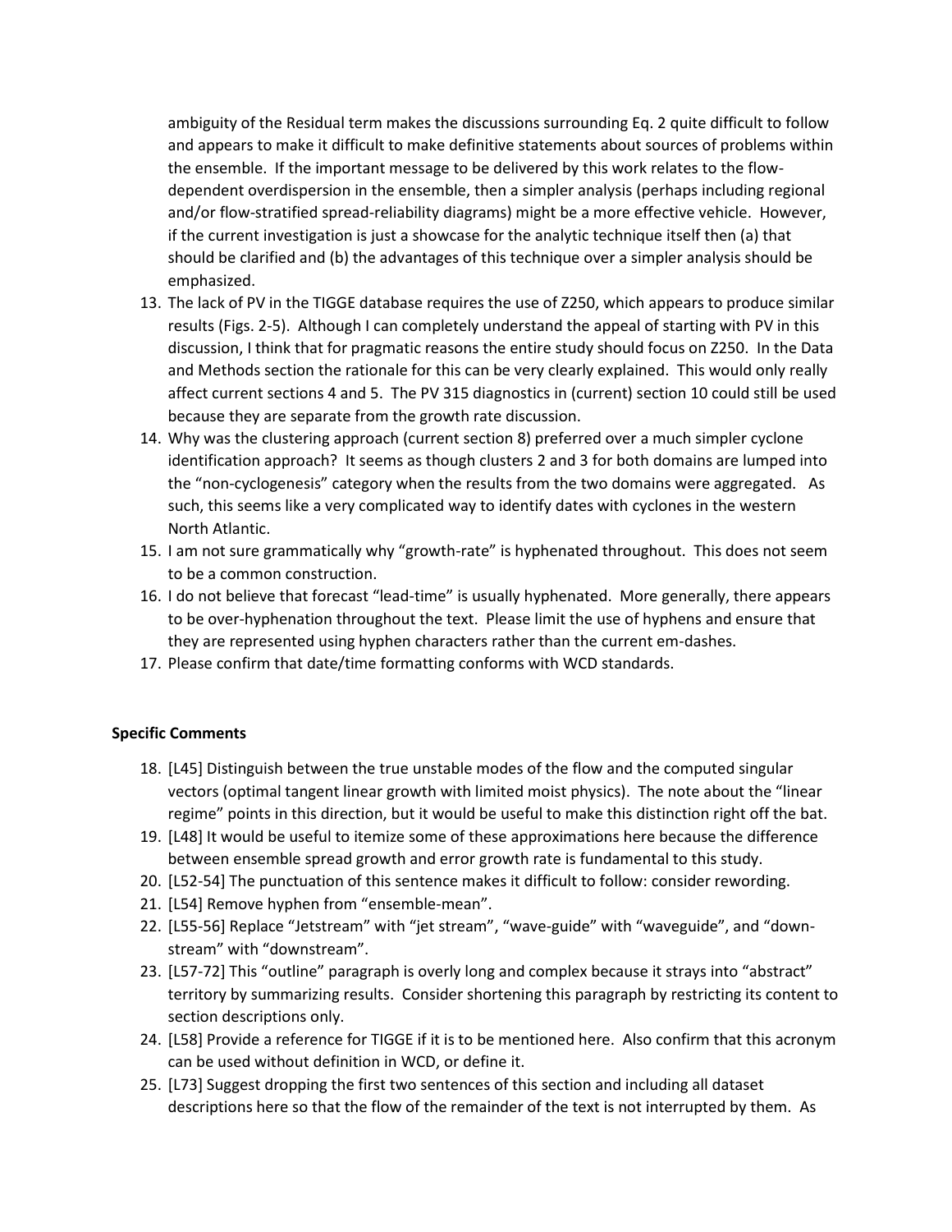ambiguity of the Residual term makes the discussions surrounding Eq. 2 quite difficult to follow and appears to make it difficult to make definitive statements about sources of problems within the ensemble. If the important message to be delivered by this work relates to the flow-dependent overdispersion in the ensemble, then a simpler analysis (perhaps including regional and/or flow-stratified spread-reliability diagrams) might be a more effective vehicle. However, if the current investigation is just a showcase for the analytic technique itself then (a) that should be clarified and (b) the advantages of this technique over a simpler analysis should be emphasized.

13. The lack of PV in the TIGGE database requires the use of Z250, which appears to produce similar results (Figs. 2-5). Although I can completely understand the appeal of starting with PV in this discussion, I think that for pragmatic reasons the entire study should focus on Z250. In the Data and Methods section the rationale for this can be very clearly explained. This would only really affect current sections 4 and 5. The PV 315 diagnostics in (current) section 10 could still be used because they are separate from the growth rate discussion.
14. Why was the clustering approach (current section 8) preferred over a much simpler cyclone identification approach? It seems as though clusters 2 and 3 for both domains are lumped into the "non-cyclogenesis" category when the results from the two domains were aggregated. As such, this seems like a very complicated way to identify dates with cyclones in the western North Atlantic.
15. I am not sure grammatically why "growth-rate" is hyphenated throughout. This does not seem to be a common construction.
16. I do not believe that forecast "lead-time" is usually hyphenated. More generally, there appears to be over-hyphenation throughout the text. Please limit the use of hyphens and ensure that they are represented using hyphen characters rather than the current em-dashes.
17. Please confirm that date/time formatting conforms with WCD standards.

**Specific Comments**

18. [L45] Distinguish between the true unstable modes of the flow and the computed singular vectors (optimal tangent linear growth with limited moist physics). The note about the "linear regime" points in this direction, but it would be useful to make this distinction right off the bat.
19. [L48] It would be useful to itemize some of these approximations here because the difference between ensemble spread growth and error growth rate is fundamental to this study.
20. [L52-54] The punctuation of this sentence makes it difficult to follow: consider rewording.
21. [L54] Remove hyphen from "ensemble-mean".
22. [L55-56] Replace "Jetstream" with "jet stream", "wave-guide" with "waveguide", and "down-stream" with "downstream".
23. [L57-72] This "outline" paragraph is overly long and complex because it strays into "abstract" territory by summarizing results. Consider shortening this paragraph by restricting its content to section descriptions only.
24. [L58] Provide a reference for TIGGE if it is to be mentioned here. Also confirm that this acronym can be used without definition in WCD, or define it.
25. [L73] Suggest dropping the first two sentences of this section and including all dataset descriptions here so that the flow of the remainder of the text is not interrupted by them. As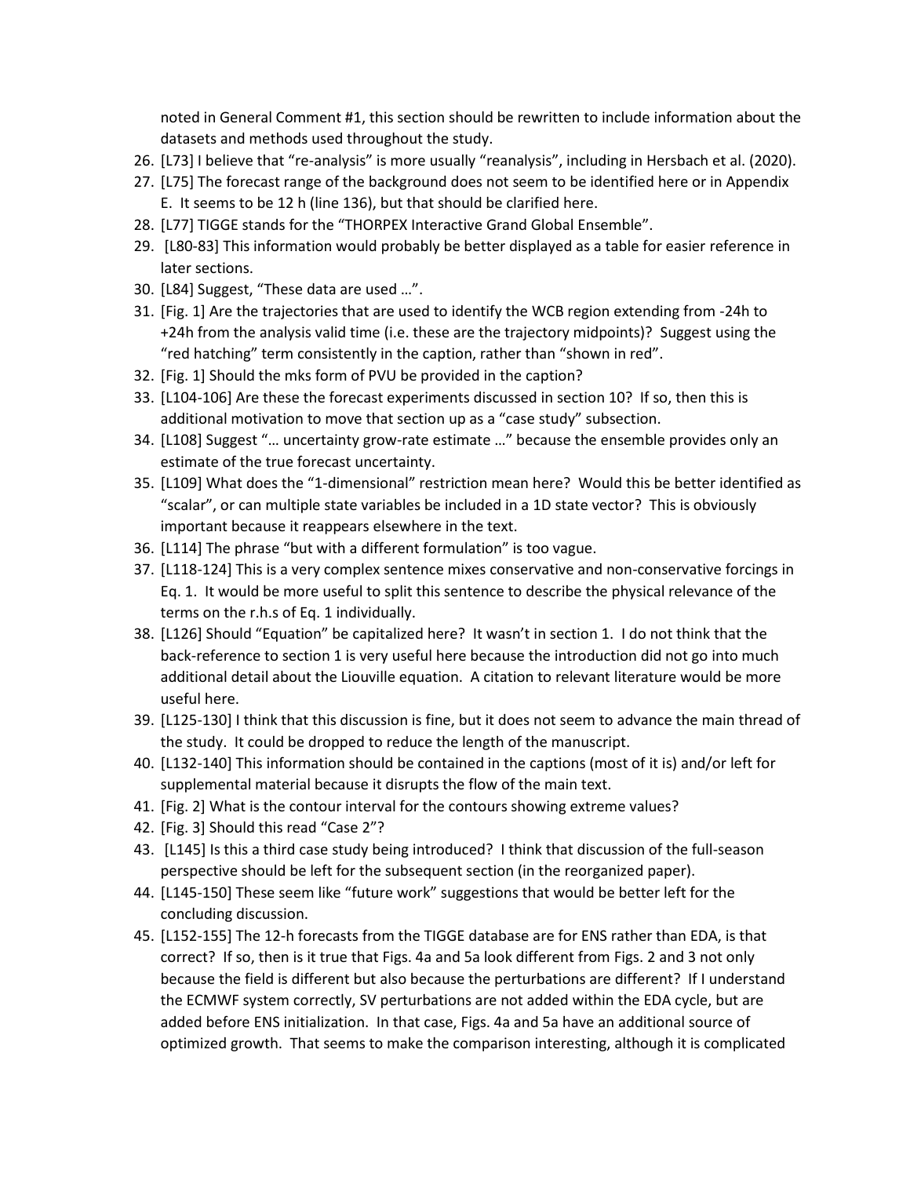noted in General Comment #1, this section should be rewritten to include information about the datasets and methods used throughout the study.

26. [L73] I believe that "re-analysis" is more usually "reanalysis", including in Hersbach et al. (2020).
27. [L75] The forecast range of the background does not seem to be identified here or in Appendix E. It seems to be 12 h (line 136), but that should be clarified here.
28. [L77] TIGGE stands for the "THORPEX Interactive Grand Global Ensemble".
29. [L80-83] This information would probably be better displayed as a table for easier reference in later sections.
30. [L84] Suggest, "These data are used …".
31. [Fig. 1] Are the trajectories that are used to identify the WCB region extending from -24h to +24h from the analysis valid time (i.e. these are the trajectory midpoints)? Suggest using the "red hatching" term consistently in the caption, rather than "shown in red".
32. [Fig. 1] Should the mks form of PVU be provided in the caption?
33. [L104-106] Are these the forecast experiments discussed in section 10? If so, then this is additional motivation to move that section up as a "case study" subsection.
34. [L108] Suggest "… uncertainty grow-rate estimate …" because the ensemble provides only an estimate of the true forecast uncertainty.
35. [L109] What does the "1-dimensional" restriction mean here? Would this be better identified as "scalar", or can multiple state variables be included in a 1D state vector? This is obviously important because it reappears elsewhere in the text.
36. [L114] The phrase "but with a different formulation" is too vague.
37. [L118-124] This is a very complex sentence mixes conservative and non-conservative forcings in Eq. 1. It would be more useful to split this sentence to describe the physical relevance of the terms on the r.h.s of Eq. 1 individually.
38. [L126] Should "Equation" be capitalized here? It wasn't in section 1. I do not think that the back-reference to section 1 is very useful here because the introduction did not go into much additional detail about the Liouville equation. A citation to relevant literature would be more useful here.
39. [L125-130] I think that this discussion is fine, but it does not seem to advance the main thread of the study. It could be dropped to reduce the length of the manuscript.
40. [L132-140] This information should be contained in the captions (most of it is) and/or left for supplemental material because it disrupts the flow of the main text.
41. [Fig. 2] What is the contour interval for the contours showing extreme values?
42. [Fig. 3] Should this read "Case 2"?
43. [L145] Is this a third case study being introduced? I think that discussion of the full-season perspective should be left for the subsequent section (in the reorganized paper).
44. [L145-150] These seem like "future work" suggestions that would be better left for the concluding discussion.
45. [L152-155] The 12-h forecasts from the TIGGE database are for ENS rather than EDA, is that correct? If so, then is it true that Figs. 4a and 5a look different from Figs. 2 and 3 not only because the field is different but also because the perturbations are different? If I understand the ECMWF system correctly, SV perturbations are not added within the EDA cycle, but are added before ENS initialization. In that case, Figs. 4a and 5a have an additional source of optimized growth. That seems to make the comparison interesting, although it is complicated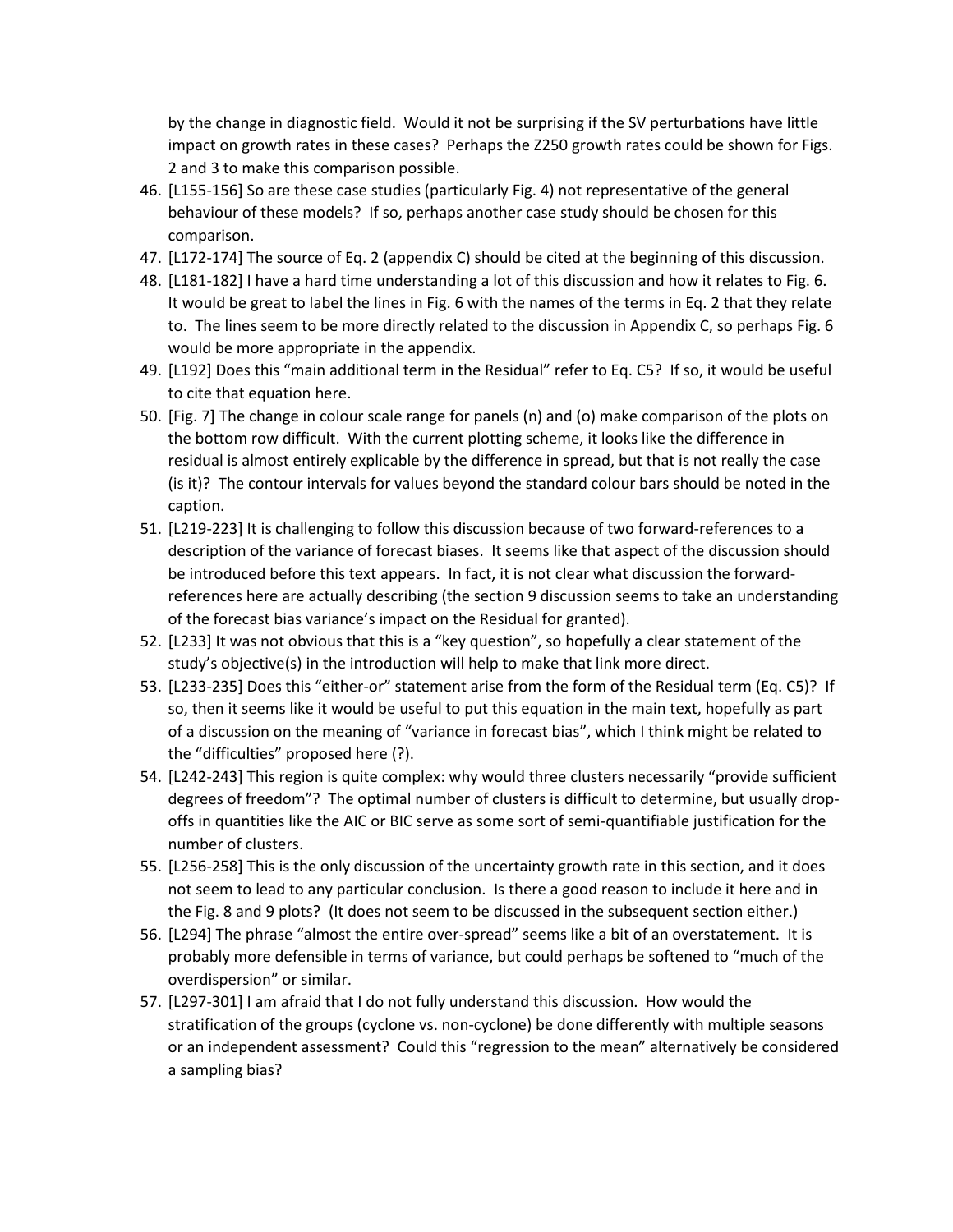by the change in diagnostic field. Would it not be surprising if the SV perturbations have little impact on growth rates in these cases? Perhaps the Z250 growth rates could be shown for Figs. 2 and 3 to make this comparison possible.

46. [L155-156] So are these case studies (particularly Fig. 4) not representative of the general behaviour of these models? If so, perhaps another case study should be chosen for this comparison.
47. [L172-174] The source of Eq. 2 (appendix C) should be cited at the beginning of this discussion.
48. [L181-182] I have a hard time understanding a lot of this discussion and how it relates to Fig. 6. It would be great to label the lines in Fig. 6 with the names of the terms in Eq. 2 that they relate to. The lines seem to be more directly related to the discussion in Appendix C, so perhaps Fig. 6 would be more appropriate in the appendix.
49. [L192] Does this "main additional term in the Residual" refer to Eq. C5? If so, it would be useful to cite that equation here.
50. [Fig. 7] The change in colour scale range for panels (n) and (o) make comparison of the plots on the bottom row difficult. With the current plotting scheme, it looks like the difference in residual is almost entirely explicable by the difference in spread, but that is not really the case (is it)? The contour intervals for values beyond the standard colour bars should be noted in the caption.
51. [L219-223] It is challenging to follow this discussion because of two forward-references to a description of the variance of forecast biases. It seems like that aspect of the discussion should be introduced before this text appears. In fact, it is not clear what discussion the forward-references here are actually describing (the section 9 discussion seems to take an understanding of the forecast bias variance's impact on the Residual for granted).
52. [L233] It was not obvious that this is a "key question", so hopefully a clear statement of the study's objective(s) in the introduction will help to make that link more direct.
53. [L233-235] Does this "either-or" statement arise from the form of the Residual term (Eq. C5)? If so, then it seems like it would be useful to put this equation in the main text, hopefully as part of a discussion on the meaning of "variance in forecast bias", which I think might be related to the "difficulties" proposed here (?).
54. [L242-243] This region is quite complex: why would three clusters necessarily "provide sufficient degrees of freedom"? The optimal number of clusters is difficult to determine, but usually drop-offs in quantities like the AIC or BIC serve as some sort of semi-quantifiable justification for the number of clusters.
55. [L256-258] This is the only discussion of the uncertainty growth rate in this section, and it does not seem to lead to any particular conclusion. Is there a good reason to include it here and in the Fig. 8 and 9 plots? (It does not seem to be discussed in the subsequent section either.)
56. [L294] The phrase "almost the entire over-spread" seems like a bit of an overstatement. It is probably more defensible in terms of variance, but could perhaps be softened to "much of the overdispersion" or similar.
57. [L297-301] I am afraid that I do not fully understand this discussion. How would the stratification of the groups (cyclone vs. non-cyclone) be done differently with multiple seasons or an independent assessment? Could this "regression to the mean" alternatively be considered a sampling bias?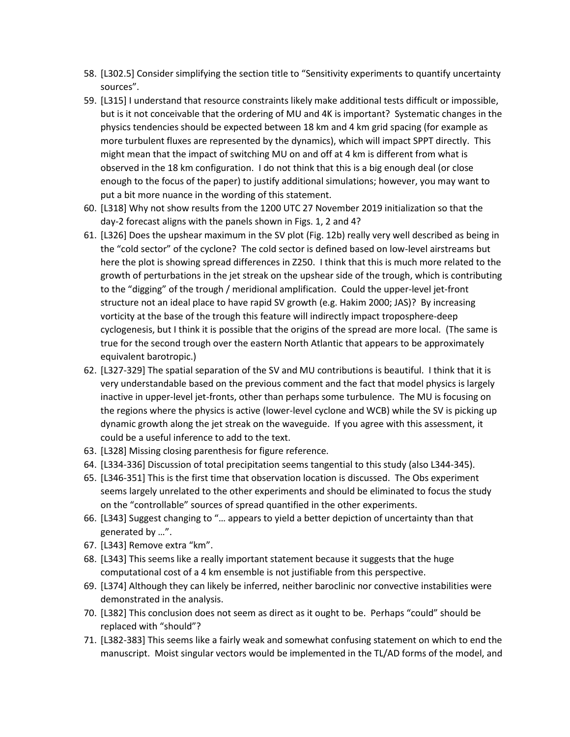58. [L302.5] Consider simplifying the section title to "Sensitivity experiments to quantify uncertainty sources".
59. [L315] I understand that resource constraints likely make additional tests difficult or impossible, but is it not conceivable that the ordering of MU and 4K is important? Systematic changes in the physics tendencies should be expected between 18 km and 4 km grid spacing (for example as more turbulent fluxes are represented by the dynamics), which will impact SPPT directly. This might mean that the impact of switching MU on and off at 4 km is different from what is observed in the 18 km configuration. I do not think that this is a big enough deal (or close enough to the focus of the paper) to justify additional simulations; however, you may want to put a bit more nuance in the wording of this statement.
60. [L318] Why not show results from the 1200 UTC 27 November 2019 initialization so that the day-2 forecast aligns with the panels shown in Figs. 1, 2 and 4?
61. [L326] Does the upshear maximum in the SV plot (Fig. 12b) really very well described as being in the "cold sector" of the cyclone? The cold sector is defined based on low-level airstreams but here the plot is showing spread differences in Z250. I think that this is much more related to the growth of perturbations in the jet streak on the upshear side of the trough, which is contributing to the "digging" of the trough / meridional amplification. Could the upper-level jet-front structure not an ideal place to have rapid SV growth (e.g. Hakim 2000; JAS)? By increasing vorticity at the base of the trough this feature will indirectly impact troposphere-deep cyclogenesis, but I think it is possible that the origins of the spread are more local. (The same is true for the second trough over the eastern North Atlantic that appears to be approximately equivalent barotropic.)
62. [L327-329] The spatial separation of the SV and MU contributions is beautiful. I think that it is very understandable based on the previous comment and the fact that model physics is largely inactive in upper-level jet-fronts, other than perhaps some turbulence. The MU is focusing on the regions where the physics is active (lower-level cyclone and WCB) while the SV is picking up dynamic growth along the jet streak on the waveguide. If you agree with this assessment, it could be a useful inference to add to the text.
63. [L328] Missing closing parenthesis for figure reference.
64. [L334-336] Discussion of total precipitation seems tangential to this study (also L344-345).
65. [L346-351] This is the first time that observation location is discussed. The Obs experiment seems largely unrelated to the other experiments and should be eliminated to focus the study on the "controllable" sources of spread quantified in the other experiments.
66. [L343] Suggest changing to "… appears to yield a better depiction of uncertainty than that generated by …".
67. [L343] Remove extra "km".
68. [L343] This seems like a really important statement because it suggests that the huge computational cost of a 4 km ensemble is not justifiable from this perspective.
69. [L374] Although they can likely be inferred, neither baroclinic nor convective instabilities were demonstrated in the analysis.
70. [L382] This conclusion does not seem as direct as it ought to be. Perhaps "could" should be replaced with "should"?
71. [L382-383] This seems like a fairly weak and somewhat confusing statement on which to end the manuscript. Moist singular vectors would be implemented in the TL/AD forms of the model, and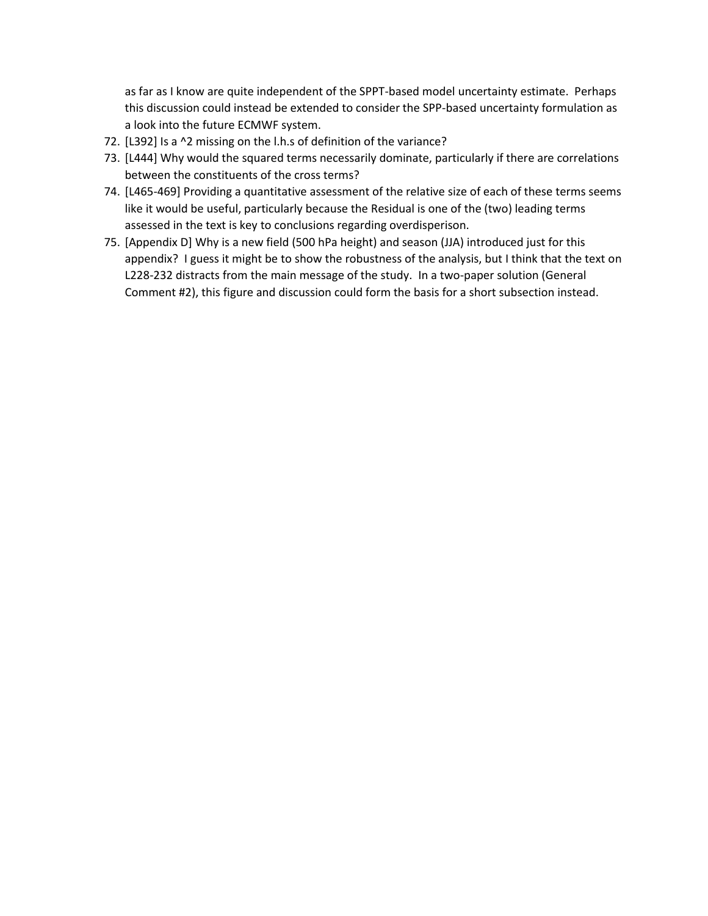as far as I know are quite independent of the SPPT-based model uncertainty estimate. Perhaps this discussion could instead be extended to consider the SPP-based uncertainty formulation as a look into the future ECMWF system.

72. [L392] Is a ^2 missing on the l.h.s of definition of the variance?
73. [L444] Why would the squared terms necessarily dominate, particularly if there are correlations between the constituents of the cross terms?
74. [L465-469] Providing a quantitative assessment of the relative size of each of these terms seems like it would be useful, particularly because the Residual is one of the (two) leading terms assessed in the text is key to conclusions regarding overdisperison.
75. [Appendix D] Why is a new field (500 hPa height) and season (JJA) introduced just for this appendix? I guess it might be to show the robustness of the analysis, but I think that the text on L228-232 distracts from the main message of the study. In a two-paper solution (General Comment #2), this figure and discussion could form the basis for a short subsection instead.